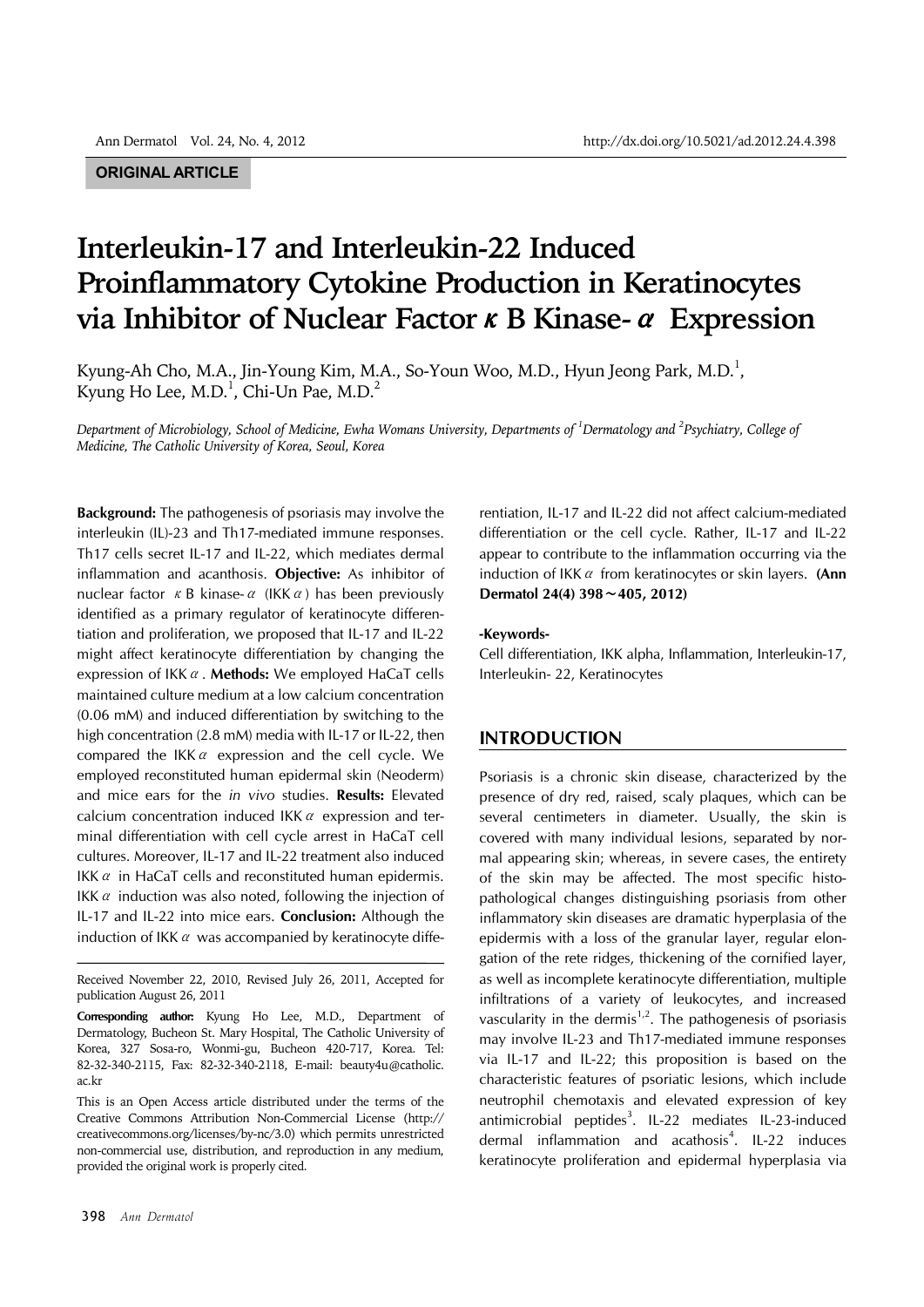ORIGINAL ARTICLE

# Interleukin-17 and Interleukin-22 Induced Proinflammatory Cytokine Production in Keratinocytes via Inhibitor of Nuclear Factor κ B Kinase-α Expression

Kyung-Ah Cho, M.A., Jin-Young Kim, M.A., So-Youn Woo, M.D., Hyun Jeong Park, M.D.[1], Kyung Ho Lee, M.D.[1], Chi-Un Pae, M.D.[2]

*Department of Microbiology, School of Medicine, Ewha Womans University, Departments of [1]Dermatology and [2]Psychiatry, College of Medicine, The Catholic University of Korea, Seoul, Korea*

**Background:** The pathogenesis of psoriasis may involve the interleukin (IL)-23 and Th17-mediated immune responses. Th17 cells secret IL-17 and IL-22, which mediates dermal inflammation and acanthosis. **Objective:** As inhibitor of nuclear factor κ B kinase-α (IKKα) has been previously identified as a primary regulator of keratinocyte differentiation and proliferation, we proposed that IL-17 and IL-22 might affect keratinocyte differentiation by changing the expression of IKKα. **Methods:** We employed HaCaT cells maintained culture medium at a low calcium concentration (0.06 mM) and induced differentiation by switching to the high concentration (2.8 mM) media with IL-17 or IL-22, then compared the IKKα expression and the cell cycle. We employed reconstituted human epidermal skin (Neoderm) and mice ears for the *in vivo* studies. **Results:** Elevated calcium concentration induced IKKα expression and terminal differentiation with cell cycle arrest in HaCaT cell cultures. Moreover, IL-17 and IL-22 treatment also induced IKKα in HaCaT cells and reconstituted human epidermis. IKKα induction was also noted, following the injection of IL-17 and IL-22 into mice ears. **Conclusion:** Although the induction of IKKα was accompanied by keratinocyte differentiation, IL-17 and IL-22 did not affect calcium-mediated differentiation or the cell cycle. Rather, IL-17 and IL-22 appear to contribute to the inflammation occurring via the induction of IKKα from keratinocytes or skin layers. **(Ann Dermatol 24(4) 398∼405, 2012)**

**-Keywords-**

Cell differentiation, IKK alpha, Inflammation, Interleukin-17, Interleukin- 22, Keratinocytes

Received November 22, 2010, Revised July 26, 2011, Accepted for publication August 26, 2011

**Corresponding author:** Kyung Ho Lee, M.D., Department of Dermatology, Bucheon St. Mary Hospital, The Catholic University of Korea, 327 Sosa-ro, Wonmi-gu, Bucheon 420-717, Korea. Tel: 82-32-340-2115, Fax: 82-32-340-2118, E-mail: beauty4u@catholic.ac.kr

This is an Open Access article distributed under the terms of the Creative Commons Attribution Non-Commercial License (http://creativecommons.org/licenses/by-nc/3.0) which permits unrestricted non-commercial use, distribution, and reproduction in any medium, provided the original work is properly cited.

## INTRODUCTION

Psoriasis is a chronic skin disease, characterized by the presence of dry red, raised, scaly plaques, which can be several centimeters in diameter. Usually, the skin is covered with many individual lesions, separated by normal appearing skin; whereas, in severe cases, the entirety of the skin may be affected. The most specific histopathological changes distinguishing psoriasis from other inflammatory skin diseases are dramatic hyperplasia of the epidermis with a loss of the granular layer, regular elongation of the rete ridges, thickening of the cornified layer, as well as incomplete keratinocyte differentiation, multiple infiltrations of a variety of leukocytes, and increased vascularity in the dermis[1,2]. The pathogenesis of psoriasis may involve IL-23 and Th17-mediated immune responses via IL-17 and IL-22; this proposition is based on the characteristic features of psoriatic lesions, which include neutrophil chemotaxis and elevated expression of key antimicrobial peptides[3]. IL-22 mediates IL-23-induced dermal inflammation and acathosis[4]. IL-22 induces keratinocyte proliferation and epidermal hyperplasia via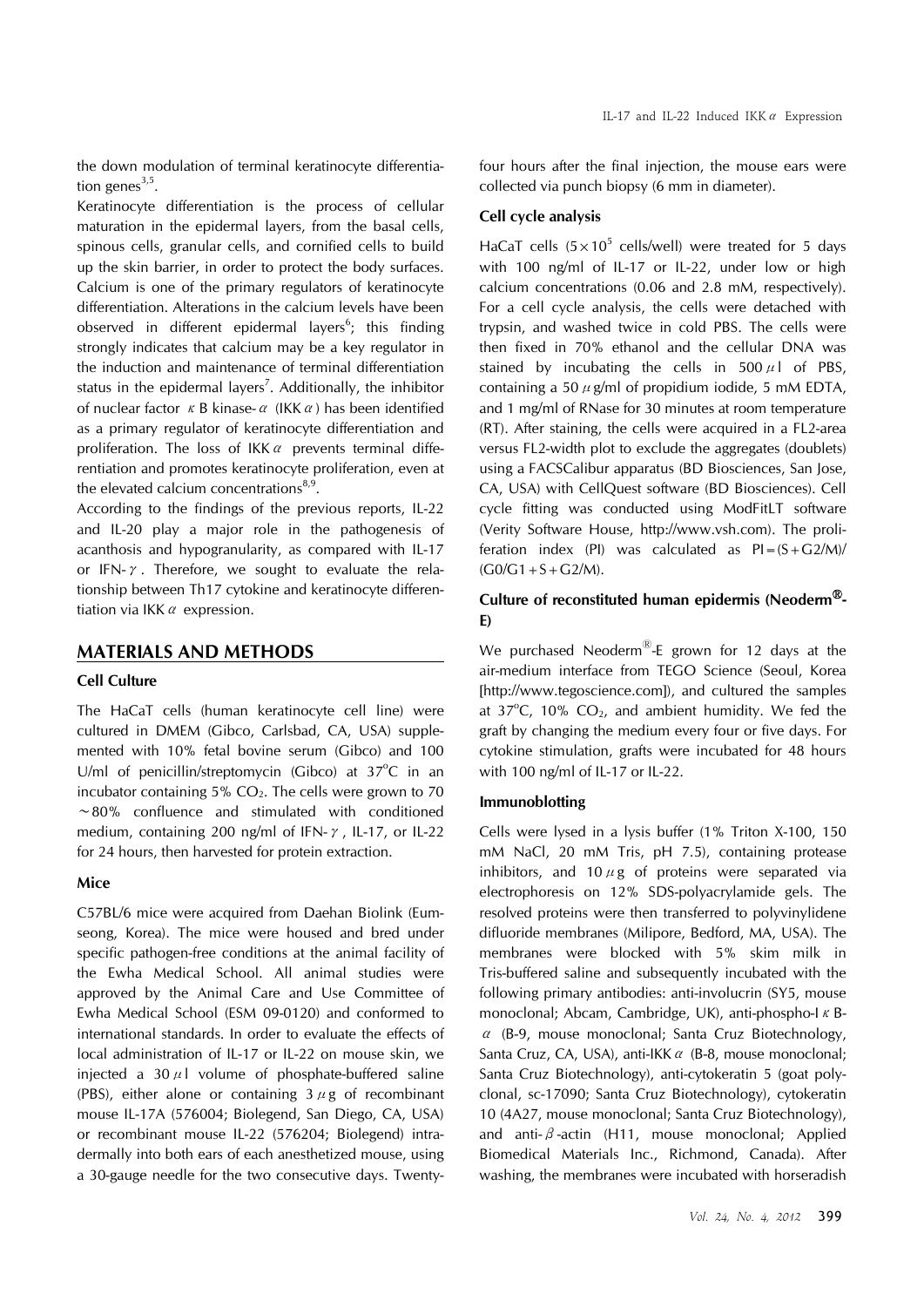the down modulation of terminal keratinocyte differentiation genes[3,5].

Keratinocyte differentiation is the process of cellular maturation in the epidermal layers, from the basal cells, spinous cells, granular cells, and cornified cells to build up the skin barrier, in order to protect the body surfaces. Calcium is one of the primary regulators of keratinocyte differentiation. Alterations in the calcium levels have been observed in different epidermal layers[6]; this finding strongly indicates that calcium may be a key regulator in the induction and maintenance of terminal differentiation status in the epidermal layers[7]. Additionally, the inhibitor of nuclear factor κB kinase-α (IKKα) has been identified as a primary regulator of keratinocyte differentiation and proliferation. The loss of IKKα prevents terminal differentiation and promotes keratinocyte proliferation, even at the elevated calcium concentrations[8,9].

According to the findings of the previous reports, IL-22 and IL-20 play a major role in the pathogenesis of acanthosis and hypogranularity, as compared with IL-17 or IFN-γ. Therefore, we sought to evaluate the relationship between Th17 cytokine and keratinocyte differentiation via IKKα expression.

## MATERIALS AND METHODS

### Cell Culture

The HaCaT cells (human keratinocyte cell line) were cultured in DMEM (Gibco, Carlsbad, CA, USA) supplemented with 10% fetal bovine serum (Gibco) and 100 U/ml of penicillin/streptomycin (Gibco) at 37°C in an incubator containing 5% $CO_2$. The cells were grown to 70 ~80% confluence and stimulated with conditioned medium, containing 200 ng/ml of IFN-γ, IL-17, or IL-22 for 24 hours, then harvested for protein extraction.

### Mice

C57BL/6 mice were acquired from Daehan Biolink (Eumseong, Korea). The mice were housed and bred under specific pathogen-free conditions at the animal facility of the Ewha Medical School. All animal studies were approved by the Animal Care and Use Committee of Ewha Medical School (ESM 09-0120) and conformed to international standards. In order to evaluate the effects of local administration of IL-17 or IL-22 on mouse skin, we injected a 30 μl volume of phosphate-buffered saline (PBS), either alone or containing 3 μg of recombinant mouse IL-17A (576004; Biolegend, San Diego, CA, USA) or recombinant mouse IL-22 (576204; Biolegend) intradermally into both ears of each anesthetized mouse, using a 30-gauge needle for the two consecutive days. Twenty-four hours after the final injection, the mouse ears were collected via punch biopsy (6 mm in diameter).

### Cell cycle analysis

HaCaT cells ($5\times10^5$ cells/well) were treated for 5 days with 100 ng/ml of IL-17 or IL-22, under low or high calcium concentrations (0.06 and 2.8 mM, respectively). For a cell cycle analysis, the cells were detached with trypsin, and washed twice in cold PBS. The cells were then fixed in 70% ethanol and the cellular DNA was stained by incubating the cells in 500 μl of PBS, containing a 50 μg/ml of propidium iodide, 5 mM EDTA, and 1 mg/ml of RNase for 30 minutes at room temperature (RT). After staining, the cells were acquired in a FL2-area versus FL2-width plot to exclude the aggregates (doublets) using a FACSCalibur apparatus (BD Biosciences, San Jose, CA, USA) with CellQuest software (BD Biosciences). Cell cycle fitting was conducted using ModFitLT software (Verity Software House, http://www.vsh.com). The proliferation index (PI) was calculated as $PI=(S+G2/M)/(G0/G1+S+G2/M)$.

### Culture of reconstituted human epidermis (Neoderm®-E)

We purchased Neoderm®-E grown for 12 days at the air-medium interface from TEGO Science (Seoul, Korea [http://www.tegoscience.com]), and cultured the samples at 37°C, 10% $CO_2$, and ambient humidity. We fed the graft by changing the medium every four or five days. For cytokine stimulation, grafts were incubated for 48 hours with 100 ng/ml of IL-17 or IL-22.

### Immunoblotting

Cells were lysed in a lysis buffer (1% Triton X-100, 150 mM NaCl, 20 mM Tris, pH 7.5), containing protease inhibitors, and 10 μg of proteins were separated via electrophoresis on 12% SDS-polyacrylamide gels. The resolved proteins were then transferred to polyvinylidene difluoride membranes (Milipore, Bedford, MA, USA). The membranes were blocked with 5% skim milk in Tris-buffered saline and subsequently incubated with the following primary antibodies: anti-involucrin (SY5, mouse monoclonal; Abcam, Cambridge, UK), anti-phospho-IκB-α (B-9, mouse monoclonal; Santa Cruz Biotechnology, Santa Cruz, CA, USA), anti-IKKα (B-8, mouse monoclonal; Santa Cruz Biotechnology), anti-cytokeratin 5 (goat polyclonal, sc-17090; Santa Cruz Biotechnology), cytokeratin 10 (4A27, mouse monoclonal; Santa Cruz Biotechnology), and anti-β-actin (H11, mouse monoclonal; Applied Biomedical Materials Inc., Richmond, Canada). After washing, the membranes were incubated with horseradish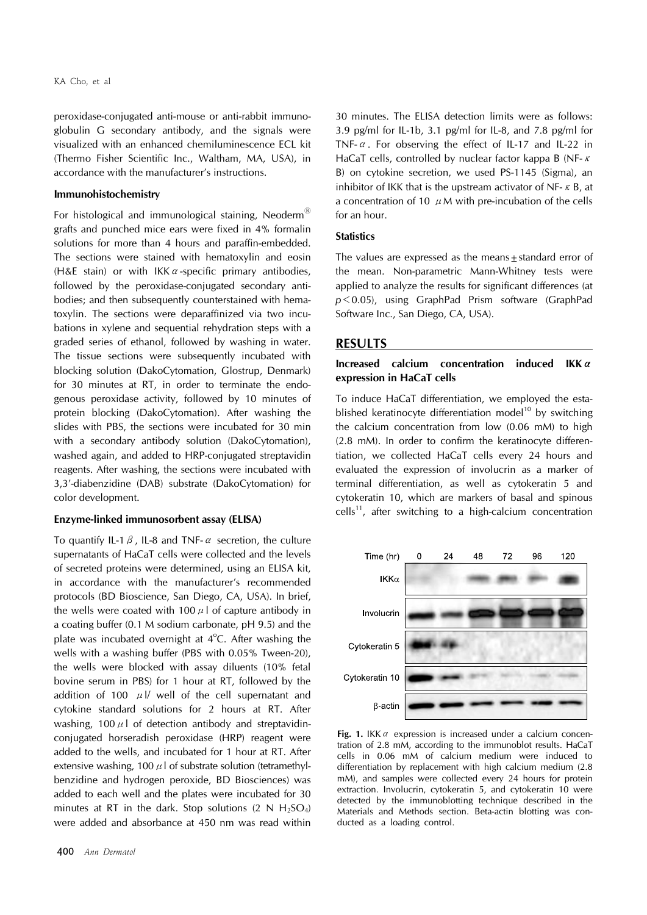peroxidase-conjugated anti-mouse or anti-rabbit immunoglobulin G secondary antibody, and the signals were visualized with an enhanced chemiluminescence ECL kit (Thermo Fisher Scientific Inc., Waltham, MA, USA), in accordance with the manufacturer's instructions.

#### Immunohistochemistry

For histological and immunological staining, Neoderm® grafts and punched mice ears were fixed in 4% formalin solutions for more than 4 hours and paraffin-embedded. The sections were stained with hematoxylin and eosin (H&E stain) or with IKKα-specific primary antibodies, followed by the peroxidase-conjugated secondary antibodies; and then subsequently counterstained with hematoxylin. The sections were deparaffinized via two incubations in xylene and sequential rehydration steps with a graded series of ethanol, followed by washing in water. The tissue sections were subsequently incubated with blocking solution (DakoCytomation, Glostrup, Denmark) for 30 minutes at RT, in order to terminate the endogenous peroxidase activity, followed by 10 minutes of protein blocking (DakoCytomation). After washing the slides with PBS, the sections were incubated for 30 min with a secondary antibody solution (DakoCytomation), washed again, and added to HRP-conjugated streptavidin reagents. After washing, the sections were incubated with 3,3'-diabenzidine (DAB) substrate (DakoCytomation) for color development.

#### Enzyme-linked immunosorbent assay (ELISA)

To quantify IL-1β, IL-8 and TNF-α secretion, the culture supernatants of HaCaT cells were collected and the levels of secreted proteins were determined, using an ELISA kit, in accordance with the manufacturer's recommended protocols (BD Bioscience, San Diego, CA, USA). In brief, the wells were coated with 100 μl of capture antibody in a coating buffer (0.1 M sodium carbonate, pH 9.5) and the plate was incubated overnight at 4°C. After washing the wells with a washing buffer (PBS with 0.05% Tween-20), the wells were blocked with assay diluents (10% fetal bovine serum in PBS) for 1 hour at RT, followed by the addition of 100 μl/ well of the cell supernatant and cytokine standard solutions for 2 hours at RT. After washing, 100 μl of detection antibody and streptavidin-conjugated horseradish peroxidase (HRP) reagent were added to the wells, and incubated for 1 hour at RT. After extensive washing, 100 μl of substrate solution (tetramethylbenzidine and hydrogen peroxide, BD Biosciences) was added to each well and the plates were incubated for 30 minutes at RT in the dark. Stop solutions (2 N $H_2SO_4$) were added and absorbance at 450 nm was read within 30 minutes. The ELISA detection limits were as follows: 3.9 pg/ml for IL-1b, 3.1 pg/ml for IL-8, and 7.8 pg/ml for TNF-α. For observing the effect of IL-17 and IL-22 in HaCaT cells, controlled by nuclear factor kappa B (NF-κB) on cytokine secretion, we used PS-1145 (Sigma), an inhibitor of IKK that is the upstream activator of NF-κB, at a concentration of 10 μM with pre-incubation of the cells for an hour.

#### Statistics

The values are expressed as the means ± standard error of the mean. Non-parametric Mann-Whitney tests were applied to analyze the results for significant differences (at $p < 0.05$), using GraphPad Prism software (GraphPad Software Inc., San Diego, CA, USA).

## RESULTS

#### Increased calcium concentration induced IKKα expression in HaCaT cells

To induce HaCaT differentiation, we employed the established keratinocyte differentiation model[10] by switching the calcium concentration from low (0.06 mM) to high (2.8 mM). In order to confirm the keratinocyte differentiation, we collected HaCaT cells every 24 hours and evaluated the expression of involucrin as a marker of terminal differentiation, as well as cytokeratin 5 and cytokeratin 10, which are markers of basal and spinous cells[11], after switching to a high-calcium concentration

**Fig. 1.** IKKα expression is increased under a calcium concentration of 2.8 mM, according to the immunoblot results. HaCaT cells in 0.06 mM of calcium medium were induced to differentiation by replacement with high calcium medium (2.8 mM), and samples were collected every 24 hours for protein extraction. Involucrin, cytokeratin 5, and cytokeratin 10 were detected by the immunoblotting technique described in the Materials and Methods section. Beta-actin blotting was conducted as a loading control.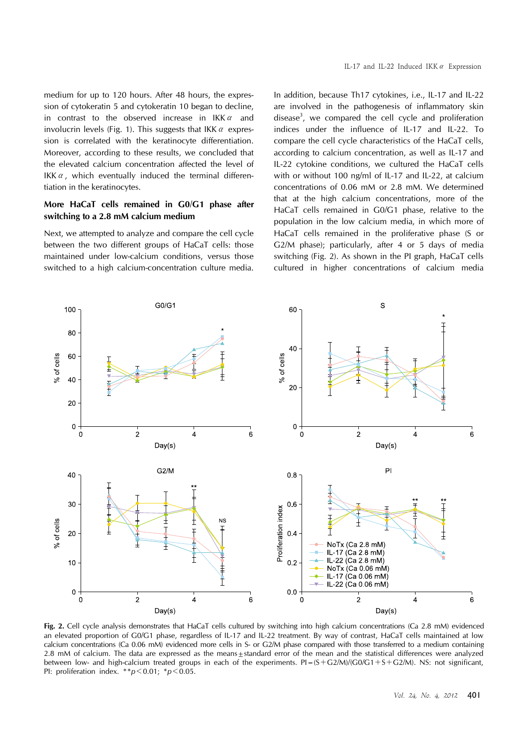medium for up to 120 hours. After 48 hours, the expression of cytokeratin 5 and cytokeratin 10 began to decline, in contrast to the observed increase in IKK$\alpha$ and involucrin levels (Fig. 1). This suggests that IKK$\alpha$ expression is correlated with the keratinocyte differentiation. Moreover, according to these results, we concluded that the elevated calcium concentration affected the level of IKK$\alpha$, which eventually induced the terminal differentiation in the keratinocytes.

### More HaCaT cells remained in G0/G1 phase after switching to a 2.8 mM calcium medium

Next, we attempted to analyze and compare the cell cycle between the two different groups of HaCaT cells: those maintained under low-calcium conditions, versus those switched to a high calcium-concentration culture media. In addition, because Th17 cytokines, i.e., IL-17 and IL-22 are involved in the pathogenesis of inflammatory skin disease[3], we compared the cell cycle and proliferation indices under the influence of IL-17 and IL-22. To compare the cell cycle characteristics of the HaCaT cells, according to calcium concentration, as well as IL-17 and IL-22 cytokine conditions, we cultured the HaCaT cells with or without 100 ng/ml of IL-17 and IL-22, at calcium concentrations of 0.06 mM or 2.8 mM. We determined that at the high calcium concentrations, more of the HaCaT cells remained in G0/G1 phase, relative to the population in the low calcium media, in which more of HaCaT cells remained in the proliferative phase (S or G2/M phase); particularly, after 4 or 5 days of media switching (Fig. 2). As shown in the PI graph, HaCaT cells cultured in higher concentrations of calcium media

**Fig. 2.** Cell cycle analysis demonstrates that HaCaT cells cultured by switching into high calcium concentrations (Ca 2.8 mM) evidenced an elevated proportion of G0/G1 phase, regardless of IL-17 and IL-22 treatment. By way of contrast, HaCaT cells maintained at low calcium concentrations (Ca 0.06 mM) evidenced more cells in S- or G2/M phase compared with those transferred to a medium containing 2.8 mM of calcium. The data are expressed as the means ± standard error of the mean and the statistical differences were analyzed between low- and high-calcium treated groups in each of the experiments. PI = (S + G2/M)/(G0/G1 + S + G2/M). NS: not significant, PI: proliferation index. $^{**}p < 0.01$; $^{*}p < 0.05$.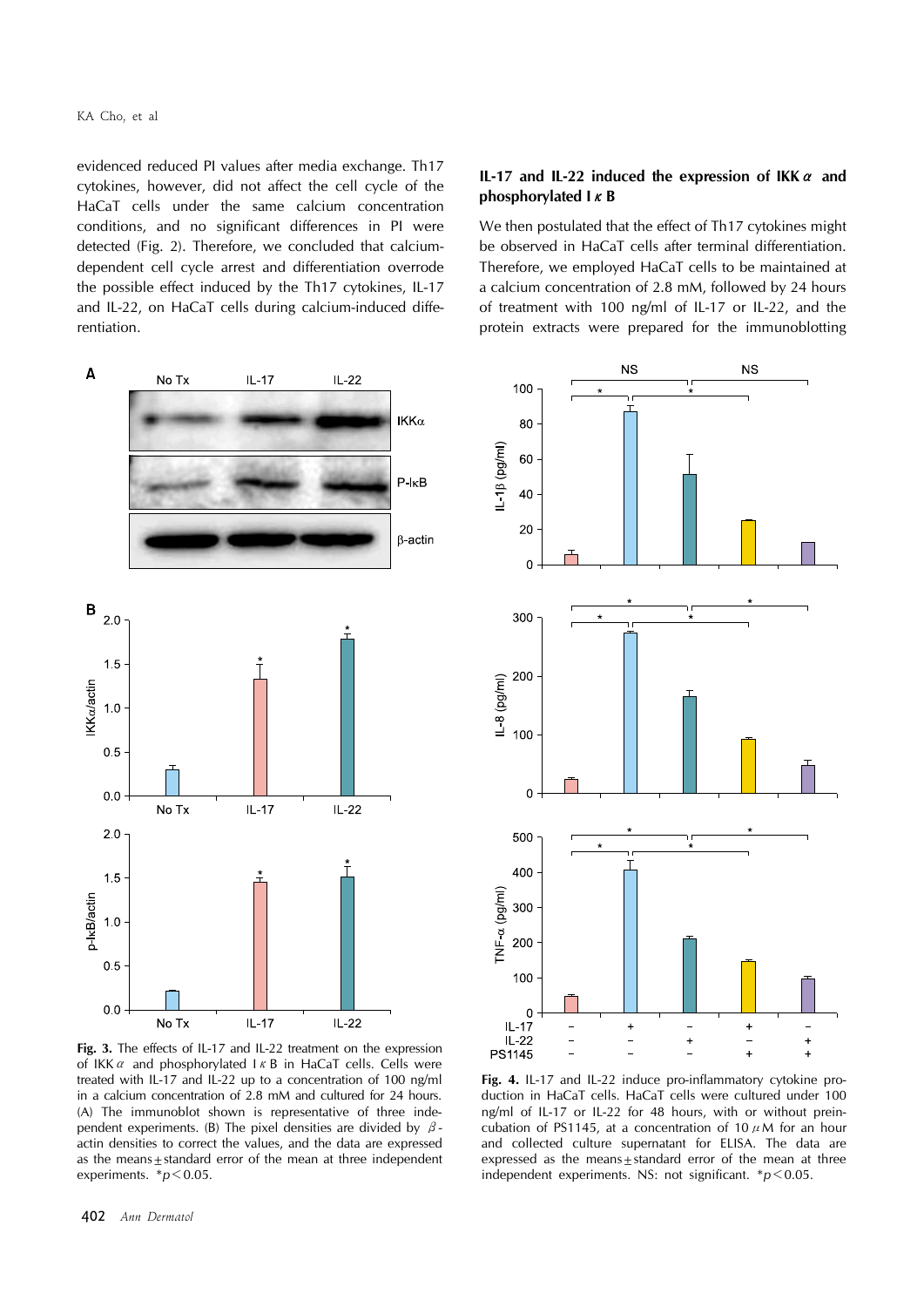evidenced reduced PI values after media exchange. Th17 cytokines, however, did not affect the cell cycle of the HaCaT cells under the same calcium concentration conditions, and no significant differences in PI were detected (Fig. 2). Therefore, we concluded that calcium-dependent cell cycle arrest and differentiation overrode the possible effect induced by the Th17 cytokines, IL-17 and IL-22, on HaCaT cells during calcium-induced differentiation.

## IL-17 and IL-22 induced the expression of IKK$\alpha$ and phosphorylated I$\kappa$B

We then postulated that the effect of Th17 cytokines might be observed in HaCaT cells after terminal differentiation. Therefore, we employed HaCaT cells to be maintained at a calcium concentration of 2.8 mM, followed by 24 hours of treatment with 100 ng/ml of IL-17 or IL-22, and the protein extracts were prepared for the immunoblotting

**Fig. 3.** The effects of IL-17 and IL-22 treatment on the expression of IKK$\alpha$ and phosphorylated I$\kappa$B in HaCaT cells. Cells were treated with IL-17 and IL-22 up to a concentration of 100 ng/ml in a calcium concentration of 2.8 mM and cultured for 24 hours. (A) The immunoblot shown is representative of three independent experiments. (B) The pixel densities are divided by $\beta$-actin densities to correct the values, and the data are expressed as the means$\pm$standard error of the mean at three independent experiments. *$p<0.05$.

**Fig. 4.** IL-17 and IL-22 induce pro-inflammatory cytokine production in HaCaT cells. HaCaT cells were cultured under 100 ng/ml of IL-17 or IL-22 for 48 hours, with or without preincubation of PS1145, at a concentration of 10 $\mu$M for an hour and collected culture supernatant for ELISA. The data are expressed as the means$\pm$standard error of the mean at three independent experiments. NS: not significant. *$p<0.05$.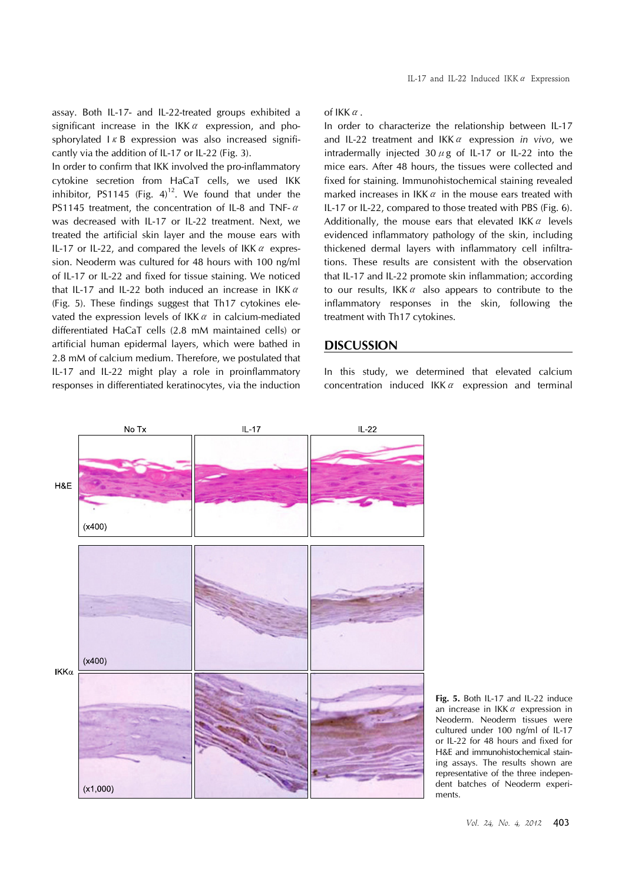assay. Both IL-17- and IL-22-treated groups exhibited a significant increase in the IKK$\alpha$ expression, and phosphorylated I$\kappa$B expression was also increased significantly via the addition of IL-17 or IL-22 (Fig. 3).

In order to confirm that IKK involved the pro-inflammatory cytokine secretion from HaCaT cells, we used IKK inhibitor, PS1145 (Fig. 4)[12]. We found that under the PS1145 treatment, the concentration of IL-8 and TNF-$\alpha$ was decreased with IL-17 or IL-22 treatment. Next, we treated the artificial skin layer and the mouse ears with IL-17 or IL-22, and compared the levels of IKK$\alpha$ expression. Neoderm was cultured for 48 hours with 100 ng/ml of IL-17 or IL-22 and fixed for tissue staining. We noticed that IL-17 and IL-22 both induced an increase in IKK$\alpha$ (Fig. 5). These findings suggest that Th17 cytokines elevated the expression levels of IKK$\alpha$ in calcium-mediated differentiated HaCaT cells (2.8 mM maintained cells) or artificial human epidermal layers, which were bathed in 2.8 mM of calcium medium. Therefore, we postulated that IL-17 and IL-22 might play a role in proinflammatory responses in differentiated keratinocytes, via the induction of IKK$\alpha$.

In order to characterize the relationship between IL-17 and IL-22 treatment and IKK$\alpha$ expression *in vivo*, we intradermally injected 30 $\mu$g of IL-17 or IL-22 into the mice ears. After 48 hours, the tissues were collected and fixed for staining. Immunohistochemical staining revealed marked increases in IKK$\alpha$ in the mouse ears treated with IL-17 or IL-22, compared to those treated with PBS (Fig. 6). Additionally, the mouse ears that elevated IKK$\alpha$ levels evidenced inflammatory pathology of the skin, including thickened dermal layers with inflammatory cell infiltrations. These results are consistent with the observation that IL-17 and IL-22 promote skin inflammation; according to our results, IKK$\alpha$ also appears to contribute to the inflammatory responses in the skin, following the treatment with Th17 cytokines.

## DISCUSSION

In this study, we determined that elevated calcium concentration induced IKK$\alpha$ expression and terminal

**Fig. 5.** Both IL-17 and IL-22 induce an increase in IKK$\alpha$ expression in Neoderm. Neoderm tissues were cultured under 100 ng/ml of IL-17 or IL-22 for 48 hours and fixed for H&E and immunohistochemical staining assays. The results shown are representative of the three independent batches of Neoderm experiments.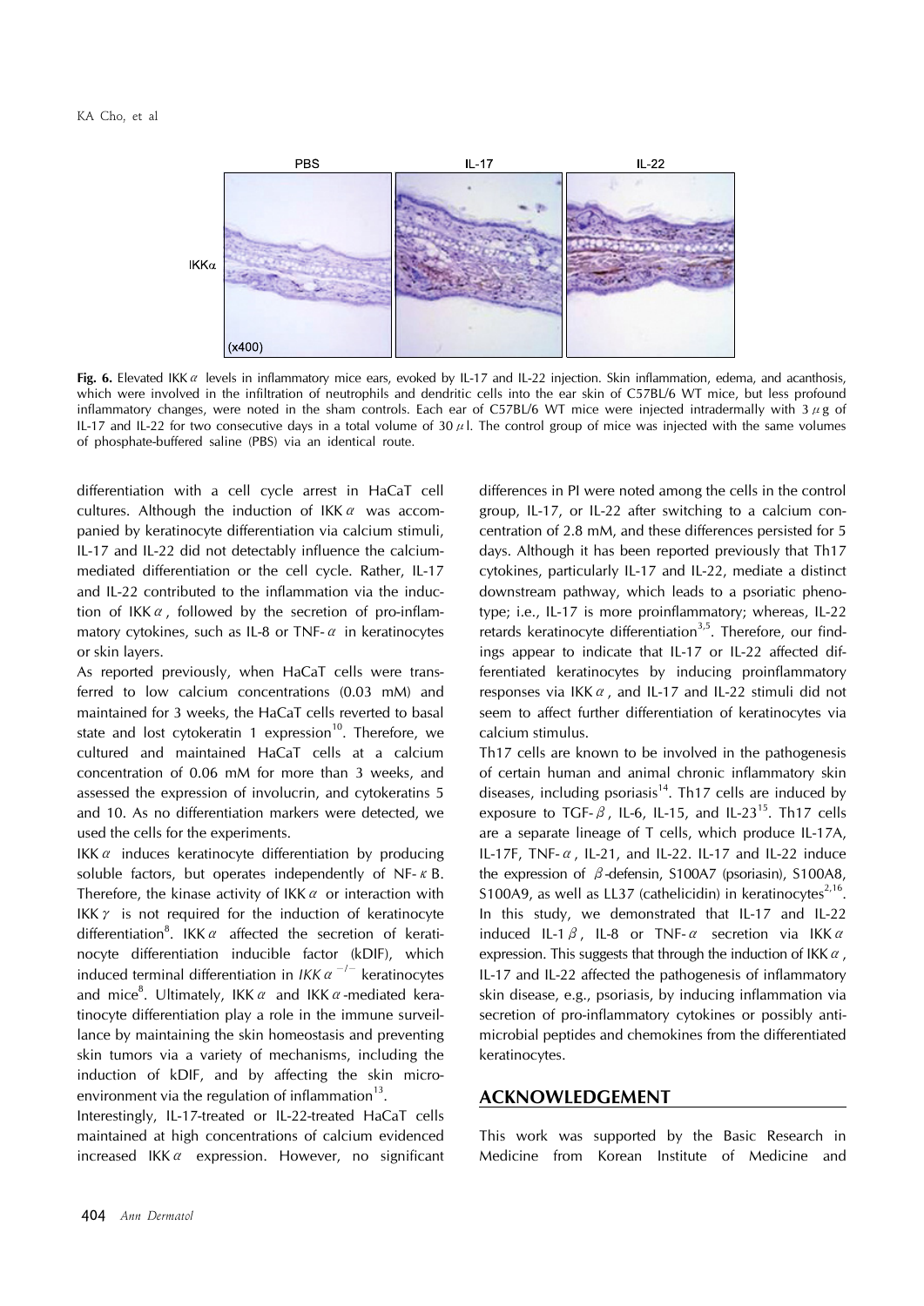Fig. 6. Elevated IKKα levels in inflammatory mice ears, evoked by IL-17 and IL-22 injection. Skin inflammation, edema, and acanthosis, which were involved in the infiltration of neutrophils and dendritic cells into the ear skin of C57BL/6 WT mice, but less profound inflammatory changes, were noted in the sham controls. Each ear of C57BL/6 WT mice were injected intradermally with 3 μg of IL-17 and IL-22 for two consecutive days in a total volume of 30 μl. The control group of mice was injected with the same volumes of phosphate-buffered saline (PBS) via an identical route.

differentiation with a cell cycle arrest in HaCaT cell cultures. Although the induction of IKKα was accompanied by keratinocyte differentiation via calcium stimuli, IL-17 and IL-22 did not detectably influence the calcium-mediated differentiation or the cell cycle. Rather, IL-17 and IL-22 contributed to the inflammation via the induction of IKKα, followed by the secretion of pro-inflammatory cytokines, such as IL-8 or TNF-α in keratinocytes or skin layers.

As reported previously, when HaCaT cells were transferred to low calcium concentrations (0.03 mM) and maintained for 3 weeks, the HaCaT cells reverted to basal state and lost cytokeratin 1 expression[10]. Therefore, we cultured and maintained HaCaT cells at a calcium concentration of 0.06 mM for more than 3 weeks, and assessed the expression of involucrin, and cytokeratins 5 and 10. As no differentiation markers were detected, we used the cells for the experiments.

IKKα induces keratinocyte differentiation by producing soluble factors, but operates independently of NF-κB. Therefore, the kinase activity of IKKα or interaction with IKKγ is not required for the induction of keratinocyte differentiation[8]. IKKα affected the secretion of keratinocyte differentiation inducible factor (kDIF), which induced terminal differentiation in *IKKα*$^{-/-}$ keratinocytes and mice[8]. Ultimately, IKKα and IKKα-mediated keratinocyte differentiation play a role in the immune surveillance by maintaining the skin homeostasis and preventing skin tumors via a variety of mechanisms, including the induction of kDIF, and by affecting the skin microenvironment via the regulation of inflammation[13].

Interestingly, IL-17-treated or IL-22-treated HaCaT cells maintained at high concentrations of calcium evidenced increased IKKα expression. However, no significant differences in PI were noted among the cells in the control group, IL-17, or IL-22 after switching to a calcium concentration of 2.8 mM, and these differences persisted for 5 days. Although it has been reported previously that Th17 cytokines, particularly IL-17 and IL-22, mediate a distinct downstream pathway, which leads to a psoriatic phenotype; i.e., IL-17 is more proinflammatory; whereas, IL-22 retards keratinocyte differentiation[3,5]. Therefore, our findings appear to indicate that IL-17 or IL-22 affected differentiated keratinocytes by inducing proinflammatory responses via IKKα, and IL-17 and IL-22 stimuli did not seem to affect further differentiation of keratinocytes via calcium stimulus.

Th17 cells are known to be involved in the pathogenesis of certain human and animal chronic inflammatory skin diseases, including psoriasis[14]. Th17 cells are induced by exposure to TGF-β, IL-6, IL-15, and IL-23[15]. Th17 cells are a separate lineage of T cells, which produce IL-17A, IL-17F, TNF-α, IL-21, and IL-22. IL-17 and IL-22 induce the expression of β-defensin, S100A7 (psoriasin), S100A8, S100A9, as well as LL37 (cathelicidin) in keratinocytes[2,16]. In this study, we demonstrated that IL-17 and IL-22 induced IL-1β, IL-8 or TNF-α secretion via IKKα expression. This suggests that through the induction of IKKα, IL-17 and IL-22 affected the pathogenesis of inflammatory skin disease, e.g., psoriasis, by inducing inflammation via secretion of pro-inflammatory cytokines or possibly antimicrobial peptides and chemokines from the differentiated keratinocytes.

## ACKNOWLEDGEMENT

This work was supported by the Basic Research in Medicine from Korean Institute of Medicine and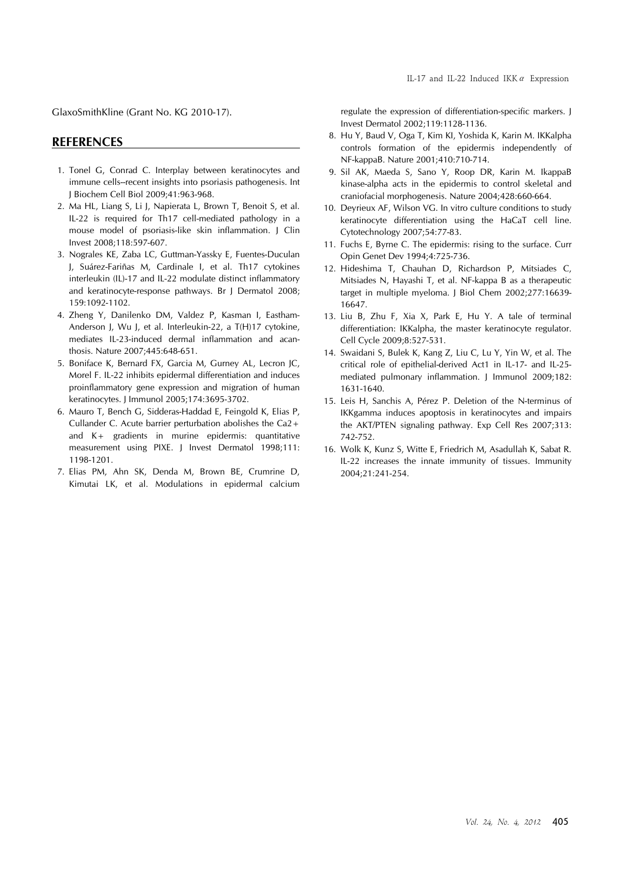GlaxoSmithKline (Grant No. KG 2010-17).

## REFERENCES

1. Tonel G, Conrad C. Interplay between keratinocytes and immune cells--recent insights into psoriasis pathogenesis. Int J Biochem Cell Biol 2009;41:963-968.
2. Ma HL, Liang S, Li J, Napierata L, Brown T, Benoit S, et al. IL-22 is required for Th17 cell-mediated pathology in a mouse model of psoriasis-like skin inflammation. J Clin Invest 2008;118:597-607.
3. Nograles KE, Zaba LC, Guttman-Yassky E, Fuentes-Duculan J, Suárez-Fariñas M, Cardinale I, et al. Th17 cytokines interleukin (IL)-17 and IL-22 modulate distinct inflammatory and keratinocyte-response pathways. Br J Dermatol 2008; 159:1092-1102.
4. Zheng Y, Danilenko DM, Valdez P, Kasman I, Eastham-Anderson J, Wu J, et al. Interleukin-22, a T(H)17 cytokine, mediates IL-23-induced dermal inflammation and acanthosis. Nature 2007;445:648-651.
5. Boniface K, Bernard FX, Garcia M, Gurney AL, Lecron JC, Morel F. IL-22 inhibits epidermal differentiation and induces proinflammatory gene expression and migration of human keratinocytes. J Immunol 2005;174:3695-3702.
6. Mauro T, Bench G, Sidderas-Haddad E, Feingold K, Elias P, Cullander C. Acute barrier perturbation abolishes the Ca2+ and K+ gradients in murine epidermis: quantitative measurement using PIXE. J Invest Dermatol 1998;111: 1198-1201.
7. Elias PM, Ahn SK, Denda M, Brown BE, Crumrine D, Kimutai LK, et al. Modulations in epidermal calcium regulate the expression of differentiation-specific markers. J Invest Dermatol 2002;119:1128-1136.
8. Hu Y, Baud V, Oga T, Kim KI, Yoshida K, Karin M. IKKalpha controls formation of the epidermis independently of NF-kappaB. Nature 2001;410:710-714.
9. Sil AK, Maeda S, Sano Y, Roop DR, Karin M. IkappaB kinase-alpha acts in the epidermis to control skeletal and craniofacial morphogenesis. Nature 2004;428:660-664.
10. Deyrieux AF, Wilson VG. In vitro culture conditions to study keratinocyte differentiation using the HaCaT cell line. Cytotechnology 2007;54:77-83.
11. Fuchs E, Byrne C. The epidermis: rising to the surface. Curr Opin Genet Dev 1994;4:725-736.
12. Hideshima T, Chauhan D, Richardson P, Mitsiades C, Mitsiades N, Hayashi T, et al. NF-kappa B as a therapeutic target in multiple myeloma. J Biol Chem 2002;277:16639-16647.
13. Liu B, Zhu F, Xia X, Park E, Hu Y. A tale of terminal differentiation: IKKalpha, the master keratinocyte regulator. Cell Cycle 2009;8:527-531.
14. Swaidani S, Bulek K, Kang Z, Liu C, Lu Y, Yin W, et al. The critical role of epithelial-derived Act1 in IL-17- and IL-25-mediated pulmonary inflammation. J Immunol 2009;182: 1631-1640.
15. Leis H, Sanchis A, Pérez P. Deletion of the N-terminus of IKKgamma induces apoptosis in keratinocytes and impairs the AKT/PTEN signaling pathway. Exp Cell Res 2007;313: 742-752.
16. Wolk K, Kunz S, Witte E, Friedrich M, Asadullah K, Sabat R. IL-22 increases the innate immunity of tissues. Immunity 2004;21:241-254.